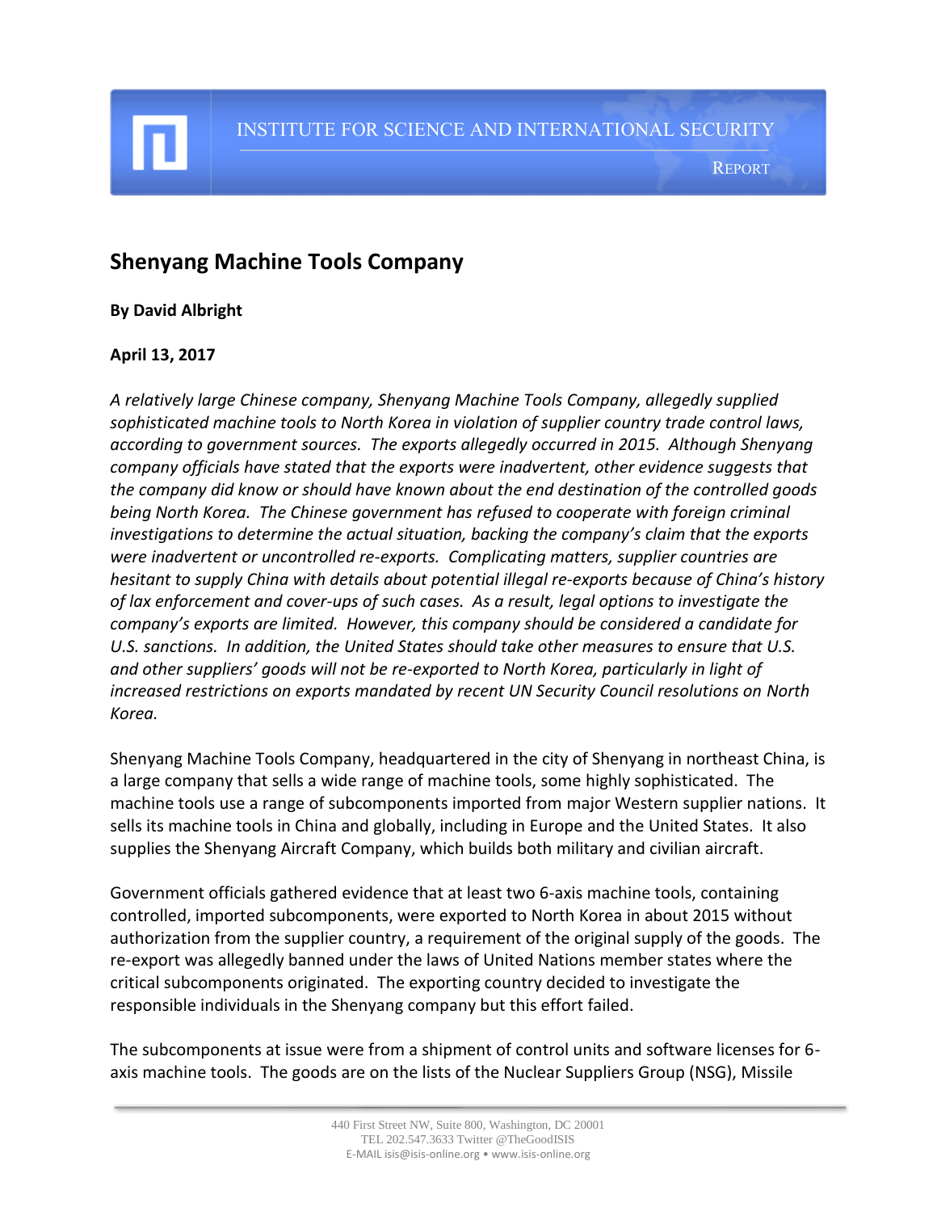INSTITUTE FOR SCIENCE AND INTERNATIONAL SECURITY

REPORT

# Shenyang Machine Tools Company

**By David Albright**

**April 13, 2017**

*A relatively large Chinese company, Shenyang Machine Tools Company, allegedly supplied sophisticated machine tools to North Korea in violation of supplier country trade control laws, according to government sources. The exports allegedly occurred in 2015. Although Shenyang company officials have stated that the exports were inadvertent, other evidence suggests that the company did know or should have known about the end destination of the controlled goods being North Korea. The Chinese government has refused to cooperate with foreign criminal investigations to determine the actual situation, backing the company's claim that the exports were inadvertent or uncontrolled re-exports. Complicating matters, supplier countries are hesitant to supply China with details about potential illegal re-exports because of China's history of lax enforcement and cover-ups of such cases. As a result, legal options to investigate the company's exports are limited. However, this company should be considered a candidate for U.S. sanctions. In addition, the United States should take other measures to ensure that U.S. and other suppliers' goods will not be re-exported to North Korea, particularly in light of increased restrictions on exports mandated by recent UN Security Council resolutions on North Korea.*

Shenyang Machine Tools Company, headquartered in the city of Shenyang in northeast China, is a large company that sells a wide range of machine tools, some highly sophisticated. The machine tools use a range of subcomponents imported from major Western supplier nations. It sells its machine tools in China and globally, including in Europe and the United States. It also supplies the Shenyang Aircraft Company, which builds both military and civilian aircraft.

Government officials gathered evidence that at least two 6-axis machine tools, containing controlled, imported subcomponents, were exported to North Korea in about 2015 without authorization from the supplier country, a requirement of the original supply of the goods. The re-export was allegedly banned under the laws of United Nations member states where the critical subcomponents originated. The exporting country decided to investigate the responsible individuals in the Shenyang company but this effort failed.

The subcomponents at issue were from a shipment of control units and software licenses for 6-axis machine tools. The goods are on the lists of the Nuclear Suppliers Group (NSG), Missile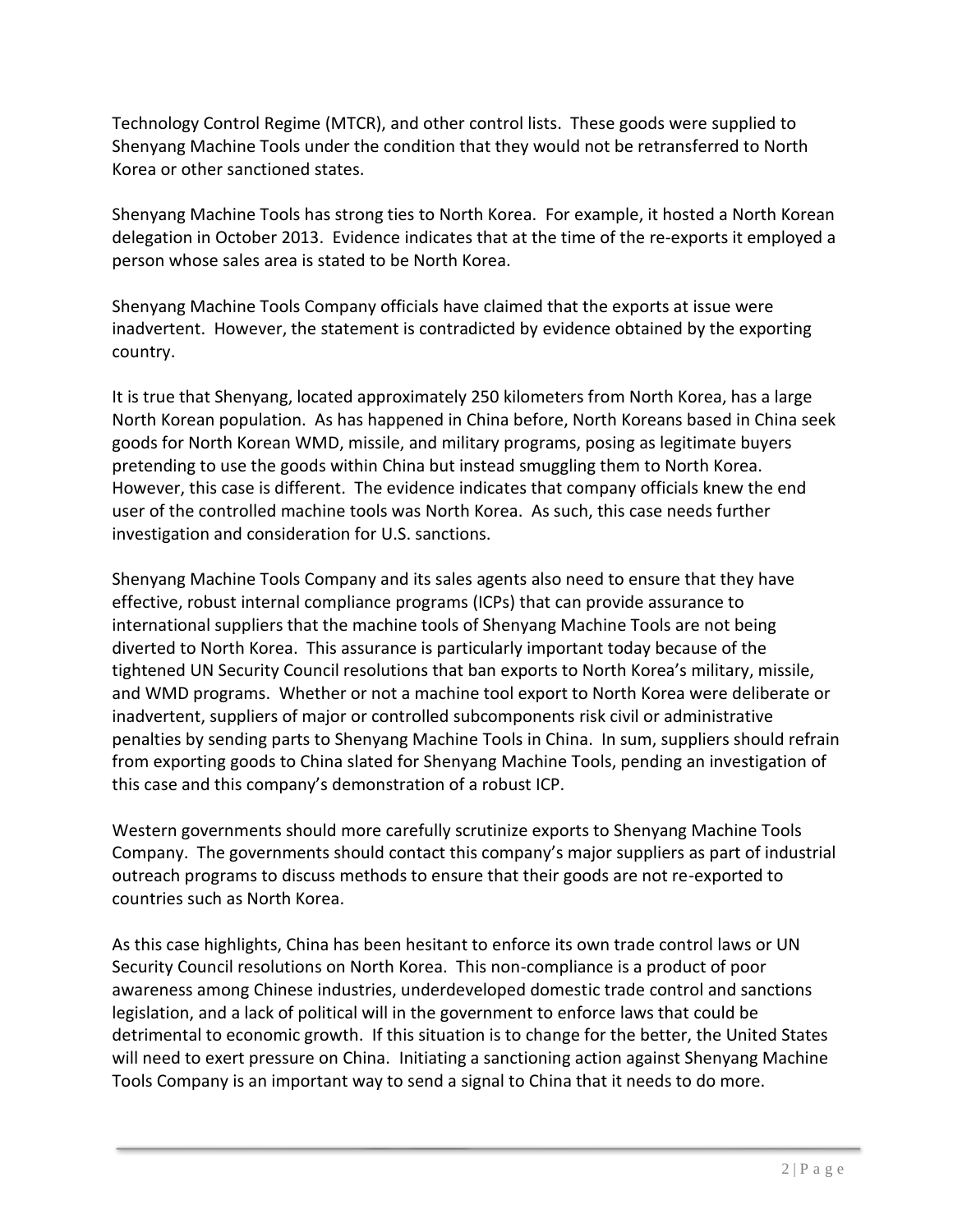Technology Control Regime (MTCR), and other control lists. These goods were supplied to Shenyang Machine Tools under the condition that they would not be retransferred to North Korea or other sanctioned states.

Shenyang Machine Tools has strong ties to North Korea. For example, it hosted a North Korean delegation in October 2013. Evidence indicates that at the time of the re-exports it employed a person whose sales area is stated to be North Korea.

Shenyang Machine Tools Company officials have claimed that the exports at issue were inadvertent. However, the statement is contradicted by evidence obtained by the exporting country.

It is true that Shenyang, located approximately 250 kilometers from North Korea, has a large North Korean population. As has happened in China before, North Koreans based in China seek goods for North Korean WMD, missile, and military programs, posing as legitimate buyers pretending to use the goods within China but instead smuggling them to North Korea. However, this case is different. The evidence indicates that company officials knew the end user of the controlled machine tools was North Korea. As such, this case needs further investigation and consideration for U.S. sanctions.

Shenyang Machine Tools Company and its sales agents also need to ensure that they have effective, robust internal compliance programs (ICPs) that can provide assurance to international suppliers that the machine tools of Shenyang Machine Tools are not being diverted to North Korea. This assurance is particularly important today because of the tightened UN Security Council resolutions that ban exports to North Korea's military, missile, and WMD programs. Whether or not a machine tool export to North Korea were deliberate or inadvertent, suppliers of major or controlled subcomponents risk civil or administrative penalties by sending parts to Shenyang Machine Tools in China. In sum, suppliers should refrain from exporting goods to China slated for Shenyang Machine Tools, pending an investigation of this case and this company's demonstration of a robust ICP.

Western governments should more carefully scrutinize exports to Shenyang Machine Tools Company. The governments should contact this company's major suppliers as part of industrial outreach programs to discuss methods to ensure that their goods are not re-exported to countries such as North Korea.

As this case highlights, China has been hesitant to enforce its own trade control laws or UN Security Council resolutions on North Korea. This non-compliance is a product of poor awareness among Chinese industries, underdeveloped domestic trade control and sanctions legislation, and a lack of political will in the government to enforce laws that could be detrimental to economic growth. If this situation is to change for the better, the United States will need to exert pressure on China. Initiating a sanctioning action against Shenyang Machine Tools Company is an important way to send a signal to China that it needs to do more.